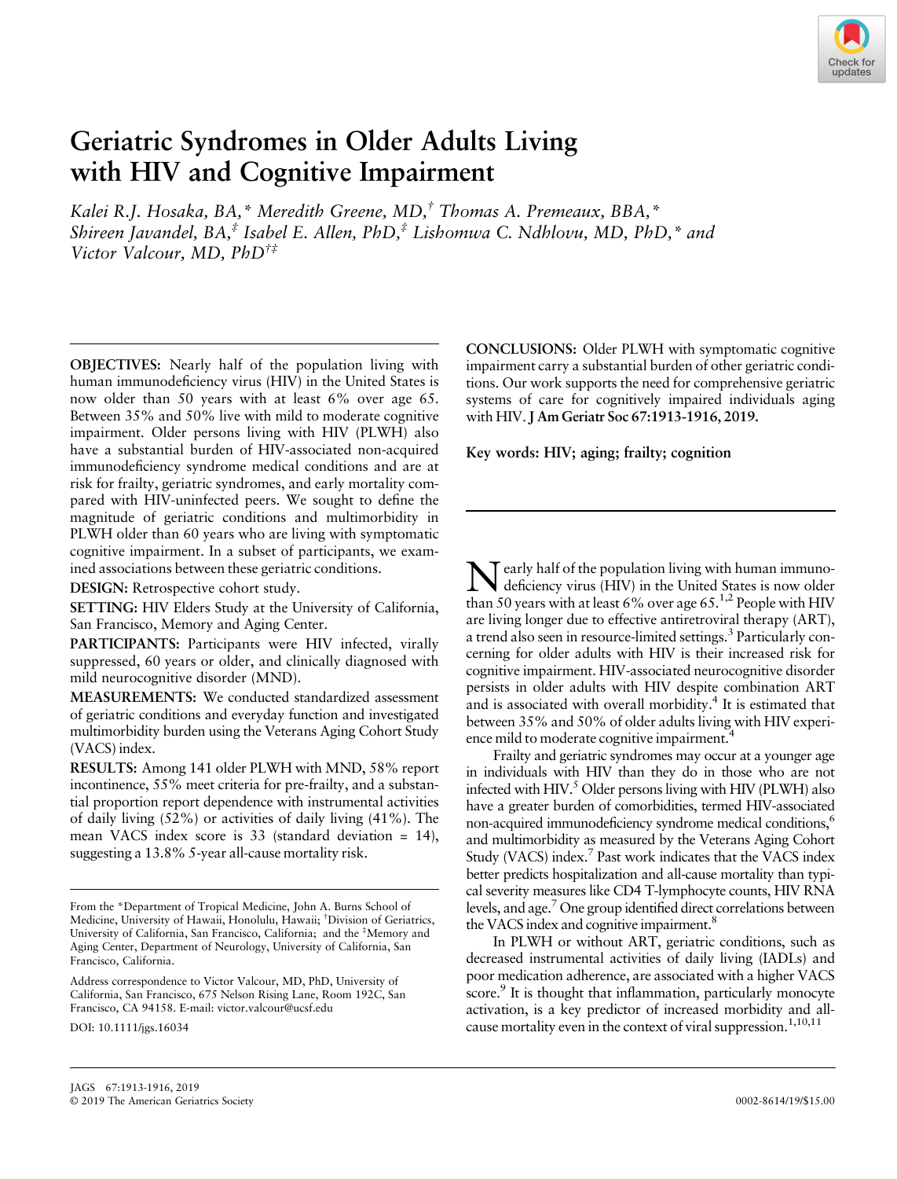# Geriatric Syndromes in Older Adults Living with HIV and Cognitive Impairment

*Kalei R.J. Hosaka, BA,\* Meredith Greene, MD,[†] Thomas A. Premeaux, BBA,\* Shireen Javandel, BA,[‡] Isabel E. Allen, PhD,[‡] Lishomwa C. Ndhlovu, MD, PhD,\* and Victor Valcour, MD, PhD[†‡]*

**OBJECTIVES:** Nearly half of the population living with human immunodeficiency virus (HIV) in the United States is now older than 50 years with at least 6% over age 65. Between 35% and 50% live with mild to moderate cognitive impairment. Older persons living with HIV (PLWH) also have a substantial burden of HIV-associated non-acquired immunodeficiency syndrome medical conditions and are at risk for frailty, geriatric syndromes, and early mortality compared with HIV-uninfected peers. We sought to define the magnitude of geriatric conditions and multimorbidity in PLWH older than 60 years who are living with symptomatic cognitive impairment. In a subset of participants, we examined associations between these geriatric conditions.

**DESIGN:** Retrospective cohort study.

**SETTING:** HIV Elders Study at the University of California, San Francisco, Memory and Aging Center.

**PARTICIPANTS:** Participants were HIV infected, virally suppressed, 60 years or older, and clinically diagnosed with mild neurocognitive disorder (MND).

**MEASUREMENTS:** We conducted standardized assessment of geriatric conditions and everyday function and investigated multimorbidity burden using the Veterans Aging Cohort Study (VACS) index.

**RESULTS:** Among 141 older PLWH with MND, 58% report incontinence, 55% meet criteria for pre-frailty, and a substantial proportion report dependence with instrumental activities of daily living (52%) or activities of daily living (41%). The mean VACS index score is 33 (standard deviation = 14), suggesting a 13.8% 5-year all-cause mortality risk.

**CONCLUSIONS:** Older PLWH with symptomatic cognitive impairment carry a substantial burden of other geriatric conditions. Our work supports the need for comprehensive geriatric systems of care for cognitively impaired individuals aging with HIV. **J Am Geriatr Soc 67:1913-1916, 2019.**

**Key words: HIV; aging; frailty; cognition**

From the \*Department of Tropical Medicine, John A. Burns School of Medicine, University of Hawaii, Honolulu, Hawaii; [†]Division of Geriatrics, University of California, San Francisco, California; and the [‡]Memory and Aging Center, Department of Neurology, University of California, San Francisco, California.

Address correspondence to Victor Valcour, MD, PhD, University of California, San Francisco, 675 Nelson Rising Lane, Room 192C, San Francisco, CA 94158. E-mail: victor.valcour@ucsf.edu

DOI: 10.1111/jgs.16034

Nearly half of the population living with human immunodeficiency virus (HIV) in the United States is now older than 50 years with at least 6% over age 65.[1,2] People with HIV are living longer due to effective antiretroviral therapy (ART), a trend also seen in resource-limited settings.[3] Particularly concerning for older adults with HIV is their increased risk for cognitive impairment. HIV-associated neurocognitive disorder persists in older adults with HIV despite combination ART and is associated with overall morbidity.[4] It is estimated that between 35% and 50% of older adults living with HIV experience mild to moderate cognitive impairment.[4]

Frailty and geriatric syndromes may occur at a younger age in individuals with HIV than they do in those who are not infected with HIV.[5] Older persons living with HIV (PLWH) also have a greater burden of comorbidities, termed HIV-associated non-acquired immunodeficiency syndrome medical conditions,[6] and multimorbidity as measured by the Veterans Aging Cohort Study (VACS) index.[7] Past work indicates that the VACS index better predicts hospitalization and all-cause mortality than typical severity measures like CD4 T-lymphocyte counts, HIV RNA levels, and age.[7] One group identified direct correlations between the VACS index and cognitive impairment.[8]

In PLWH or without ART, geriatric conditions, such as decreased instrumental activities of daily living (IADLs) and poor medication adherence, are associated with a higher VACS score.[9] It is thought that inflammation, particularly monocyte activation, is a key predictor of increased morbidity and all-cause mortality even in the context of viral suppression.[1,10,11]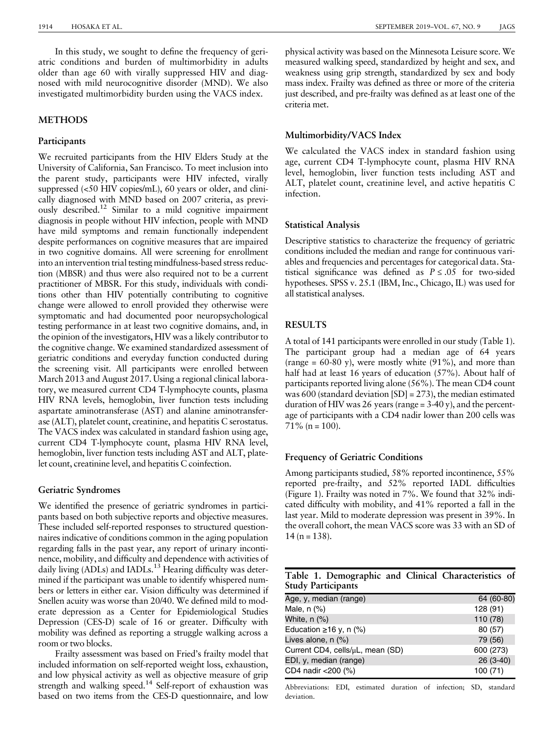In this study, we sought to define the frequency of geriatric conditions and burden of multimorbidity in adults older than age 60 with virally suppressed HIV and diagnosed with mild neurocognitive disorder (MND). We also investigated multimorbidity burden using the VACS index.

## METHODS

### Participants

We recruited participants from the HIV Elders Study at the University of California, San Francisco. To meet inclusion into the parent study, participants were HIV infected, virally suppressed (<50 HIV copies/mL), 60 years or older, and clinically diagnosed with MND based on 2007 criteria, as previously described.[12] Similar to a mild cognitive impairment diagnosis in people without HIV infection, people with MND have mild symptoms and remain functionally independent despite performances on cognitive measures that are impaired in two cognitive domains. All were screening for enrollment into an intervention trial testing mindfulness-based stress reduction (MBSR) and thus were also required not to be a current practitioner of MBSR. For this study, individuals with conditions other than HIV potentially contributing to cognitive change were allowed to enroll provided they otherwise were symptomatic and had documented poor neuropsychological testing performance in at least two cognitive domains, and, in the opinion of the investigators, HIV was a likely contributor to the cognitive change. We examined standardized assessment of geriatric conditions and everyday function conducted during the screening visit. All participants were enrolled between March 2013 and August 2017. Using a regional clinical laboratory, we measured current CD4 T-lymphocyte counts, plasma HIV RNA levels, hemoglobin, liver function tests including aspartate aminotransferase (AST) and alanine aminotransferase (ALT), platelet count, creatinine, and hepatitis C serostatus. The VACS index was calculated in standard fashion using age, current CD4 T-lymphocyte count, plasma HIV RNA level, hemoglobin, liver function tests including AST and ALT, platelet count, creatinine level, and hepatitis C coinfection.

### Geriatric Syndromes

We identified the presence of geriatric syndromes in participants based on both subjective reports and objective measures. These included self-reported responses to structured questionnaires indicative of conditions common in the aging population regarding falls in the past year, any report of urinary incontinence, mobility, and difficulty and dependence with activities of daily living (ADLs) and IADLs.[13] Hearing difficulty was determined if the participant was unable to identify whispered numbers or letters in either ear. Vision difficulty was determined if Snellen acuity was worse than 20/40. We defined mild to moderate depression as a Center for Epidemiological Studies Depression (CES-D) scale of 16 or greater. Difficulty with mobility was defined as reporting a struggle walking across a room or two blocks.

Frailty assessment was based on Fried's frailty model that included information on self-reported weight loss, exhaustion, and low physical activity as well as objective measure of grip strength and walking speed.[14] Self-report of exhaustion was based on two items from the CES-D questionnaire, and low physical activity was based on the Minnesota Leisure score. We measured walking speed, standardized by height and sex, and weakness using grip strength, standardized by sex and body mass index. Frailty was defined as three or more of the criteria just described, and pre-frailty was defined as at least one of the criteria met.

### Multimorbidity/VACS Index

We calculated the VACS index in standard fashion using age, current CD4 T-lymphocyte count, plasma HIV RNA level, hemoglobin, liver function tests including AST and ALT, platelet count, creatinine level, and active hepatitis C infection.

### Statistical Analysis

Descriptive statistics to characterize the frequency of geriatric conditions included the median and range for continuous variables and frequencies and percentages for categorical data. Statistical significance was defined as $P \leq .05$ for two-sided hypotheses. SPSS v. 25.1 (IBM, Inc., Chicago, IL) was used for all statistical analyses.

## RESULTS

A total of 141 participants were enrolled in our study (Table 1). The participant group had a median age of 64 years (range = 60-80 y), were mostly white (91%), and more than half had at least 16 years of education (57%). About half of participants reported living alone (56%). The mean CD4 count was 600 (standard deviation [SD] = 273), the median estimated duration of HIV was 26 years (range = 3-40 y), and the percentage of participants with a CD4 nadir lower than 200 cells was 71% (n = 100).

### Frequency of Geriatric Conditions

Among participants studied, 58% reported incontinence, 55% reported pre-frailty, and 52% reported IADL difficulties (Figure 1). Frailty was noted in 7%. We found that 32% indicated difficulty with mobility, and 41% reported a fall in the last year. Mild to moderate depression was present in 39%. In the overall cohort, the mean VACS score was 33 with an SD of 14 (n = 138).

**Table 1. Demographic and Clinical Characteristics of Study Participants**

| | |
|---|---|
| Age, y, median (range) | 64 (60-80) |
| Male, n (%) | 128 (91) |
| White, n (%) | 110 (78) |
| Education ≥16 y, n (%) | 80 (57) |
| Lives alone, n (%) | 79 (56) |
| Current CD4, cells/μL, mean (SD) | 600 (273) |
| EDI, y, median (range) | 26 (3-40) |
| CD4 nadir <200 (%) | 100 (71) |

Abbreviations: EDI, estimated duration of infection; SD, standard deviation.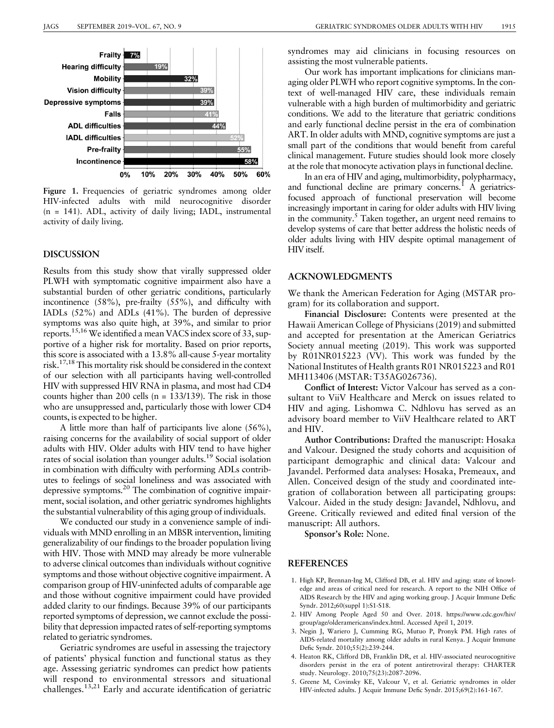Figure 1. Frequencies of geriatric syndromes among older HIV-infected adults with mild neurocognitive disorder (n = 141). ADL, activity of daily living; IADL, instrumental activity of daily living.

## DISCUSSION

Results from this study show that virally suppressed older PLWH with symptomatic cognitive impairment also have a substantial burden of other geriatric conditions, particularly incontinence (58%), pre-frailty (55%), and difficulty with IADLs (52%) and ADLs (41%). The burden of depressive symptoms was also quite high, at 39%, and similar to prior reports.[15,16] We identified a mean VACS index score of 33, supportive of a higher risk for mortality. Based on prior reports, this score is associated with a 13.8% all-cause 5-year mortality risk.[17,18] This mortality risk should be considered in the context of our selection with all participants having well-controlled HIV with suppressed HIV RNA in plasma, and most had CD4 counts higher than 200 cells (n = 133/139). The risk in those who are unsuppressed and, particularly those with lower CD4 counts, is expected to be higher.

A little more than half of participants live alone (56%), raising concerns for the availability of social support of older adults with HIV. Older adults with HIV tend to have higher rates of social isolation than younger adults.[19] Social isolation in combination with difficulty with performing ADLs contributes to feelings of social loneliness and was associated with depressive symptoms.[20] The combination of cognitive impairment, social isolation, and other geriatric syndromes highlights the substantial vulnerability of this aging group of individuals.

We conducted our study in a convenience sample of individuals with MND enrolling in an MBSR intervention, limiting generalizability of our findings to the broader population living with HIV. Those with MND may already be more vulnerable to adverse clinical outcomes than individuals without cognitive symptoms and those without objective cognitive impairment. A comparison group of HIV-uninfected adults of comparable age and those without cognitive impairment could have provided added clarity to our findings. Because 39% of our participants reported symptoms of depression, we cannot exclude the possibility that depression impacted rates of self-reporting symptoms related to geriatric syndromes.

Geriatric syndromes are useful in assessing the trajectory of patients' physical function and functional status as they age. Assessing geriatric syndromes can predict how patients will respond to environmental stressors and situational challenges.[13,21] Early and accurate identification of geriatric syndromes may aid clinicians in focusing resources on assisting the most vulnerable patients.

Our work has important implications for clinicians managing older PLWH who report cognitive symptoms. In the context of well-managed HIV care, these individuals remain vulnerable with a high burden of multimorbidity and geriatric conditions. We add to the literature that geriatric conditions and early functional decline persist in the era of combination ART. In older adults with MND, cognitive symptoms are just a small part of the conditions that would benefit from careful clinical management. Future studies should look more closely at the role that monocyte activation plays in functional decline.

In an era of HIV and aging, multimorbidity, polypharmacy, and functional decline are primary concerns.[1] A geriatrics-focused approach of functional preservation will become increasingly important in caring for older adults with HIV living in the community.[5] Taken together, an urgent need remains to develop systems of care that better address the holistic needs of older adults living with HIV despite optimal management of HIV itself.

## ACKNOWLEDGMENTS

We thank the American Federation for Aging (MSTAR program) for its collaboration and support.

**Financial Disclosure:** Contents were presented at the Hawaii American College of Physicians (2019) and submitted and accepted for presentation at the American Geriatrics Society annual meeting (2019). This work was supported by R01NR015223 (VV). This work was funded by the National Institutes of Health grants R01 NR015223 and R01 MH113406 (MSTAR: T35AG026736).

**Conflict of Interest:** Victor Valcour has served as a consultant to ViiV Healthcare and Merck on issues related to HIV and aging. Lishomwa C. Ndhlovu has served as an advisory board member to ViiV Healthcare related to ART and HIV.

**Author Contributions:** Drafted the manuscript: Hosaka and Valcour. Designed the study cohorts and acquisition of participant demographic and clinical data: Valcour and Javandel. Performed data analyses: Hosaka, Premeaux, and Allen. Conceived design of the study and coordinated integration of collaboration between all participating groups: Valcour. Aided in the study design: Javandel, Ndhlovu, and Greene. Critically reviewed and edited final version of the manuscript: All authors.

**Sponsor's Role:** None.

## REFERENCES

1. High KP, Brennan-Ing M, Clifford DB, et al. HIV and aging: state of knowledge and areas of critical need for research. A report to the NIH Office of AIDS Research by the HIV and aging working group. J Acquir Immune Defic Syndr. 2012;60(suppl 1):S1-S18.
2. HIV Among People Aged 50 and Over. 2018. https://www.cdc.gov/hiv/group/age/olderamericans/index.html. Accessed April 1, 2019.
3. Negin J, Wariero J, Cumming RG, Mutuo P, Pronyk PM. High rates of AIDS-related mortality among older adults in rural Kenya. J Acquir Immune Defic Syndr. 2010;55(2):239-244.
4. Heaton RK, Clifford DB, Franklin DR, et al. HIV-associated neurocognitive disorders persist in the era of potent antiretroviral therapy: CHARTER study. Neurology. 2010;75(23):2087-2096.
5. Greene M, Covinsky KE, Valcour V, et al. Geriatric syndromes in older HIV-infected adults. J Acquir Immune Defic Syndr. 2015;69(2):161-167.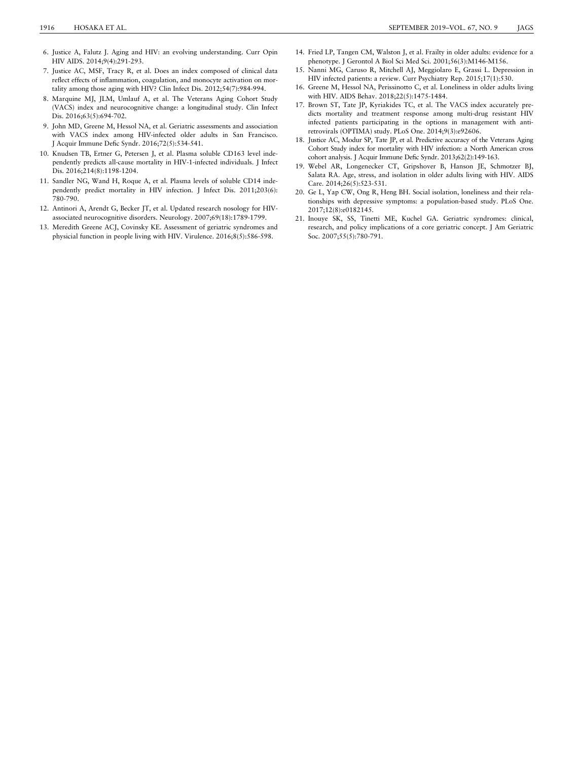6. Justice A, Falutz J. Aging and HIV: an evolving understanding. Curr Opin HIV AIDS. 2014;9(4):291-293.
7. Justice AC, MSF, Tracy R, et al. Does an index composed of clinical data reflect effects of inflammation, coagulation, and monocyte activation on mortality among those aging with HIV? Clin Infect Dis. 2012;54(7):984-994.
8. Marquine MJ, JLM, Umlauf A, et al. The Veterans Aging Cohort Study (VACS) index and neurocognitive change: a longitudinal study. Clin Infect Dis. 2016;63(5):694-702.
9. John MD, Greene M, Hessol NA, et al. Geriatric assessments and association with VACS index among HIV-infected older adults in San Francisco. J Acquir Immune Defic Syndr. 2016;72(5):534-541.
10. Knudsen TB, Ertner G, Petersen J, et al. Plasma soluble CD163 level independently predicts all-cause mortality in HIV-1-infected individuals. J Infect Dis. 2016;214(8):1198-1204.
11. Sandler NG, Wand H, Roque A, et al. Plasma levels of soluble CD14 independently predict mortality in HIV infection. J Infect Dis. 2011;203(6): 780-790.
12. Antinori A, Arendt G, Becker JT, et al. Updated research nosology for HIV-associated neurocognitive disorders. Neurology. 2007;69(18):1789-1799.
13. Meredith Greene ACJ, Covinsky KE. Assessment of geriatric syndromes and physicial function in people living with HIV. Virulence. 2016;8(5):586-598.
14. Fried LP, Tangen CM, Walston J, et al. Frailty in older adults: evidence for a phenotype. J Gerontol A Biol Sci Med Sci. 2001;56(3):M146-M156.
15. Nanni MG, Caruso R, Mitchell AJ, Meggiolaro E, Grassi L. Depression in HIV infected patients: a review. Curr Psychiatry Rep. 2015;17(1):530.
16. Greene M, Hessol NA, Perissinotto C, et al. Loneliness in older adults living with HIV. AIDS Behav. 2018;22(5):1475-1484.
17. Brown ST, Tate JP, Kyriakides TC, et al. The VACS index accurately predicts mortality and treatment response among multi-drug resistant HIV infected patients participating in the options in management with antiretrovirals (OPTIMA) study. PLoS One. 2014;9(3):e92606.
18. Justice AC, Modur SP, Tate JP, et al. Predictive accuracy of the Veterans Aging Cohort Study index for mortality with HIV infection: a North American cross cohort analysis. J Acquir Immune Defic Syndr. 2013;62(2):149-163.
19. Webel AR, Longenecker CT, Gripshover B, Hanson JE, Schmotzer BJ, Salata RA. Age, stress, and isolation in older adults living with HIV. AIDS Care. 2014;26(5):523-531.
20. Ge L, Yap CW, Ong R, Heng BH. Social isolation, loneliness and their relationships with depressive symptoms: a population-based study. PLoS One. 2017;12(8):e0182145.
21. Inouye SK, SS, Tinetti ME, Kuchel GA. Geriatric syndromes: clinical, research, and policy implications of a core geriatric concept. J Am Geriatric Soc. 2007;55(5):780-791.